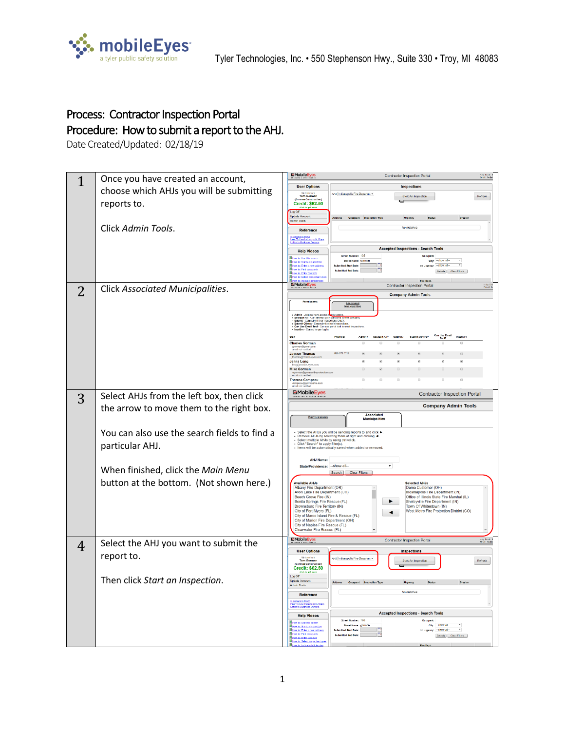Tyler Technologies, Inc. • 550 Stephenson Hwy., Suite 330 • Troy, MI 48083

# Process: Contractor Inspection Portal

## Procedure: How to submit a report to the AHJ.

Date Created/Updated: 02/18/19

| | | |
|---|---|---|
| 1 | Once you have created an account, choose which AHJs you will be submitting reports to.<br><br>Click *Admin Tools*. | |
| 2 | Click *Associated Municipalities*. | |
| 3 | Select AHJs from the left box, then click the arrow to move them to the right box.<br><br>You can also use the search fields to find a particular AHJ.<br><br>When finished, click the *Main Menu* button at the bottom. (Not shown here.) | |
| 4 | Select the AHJ you want to submit the report to.<br><br>Then click *Start an Inspection*. | |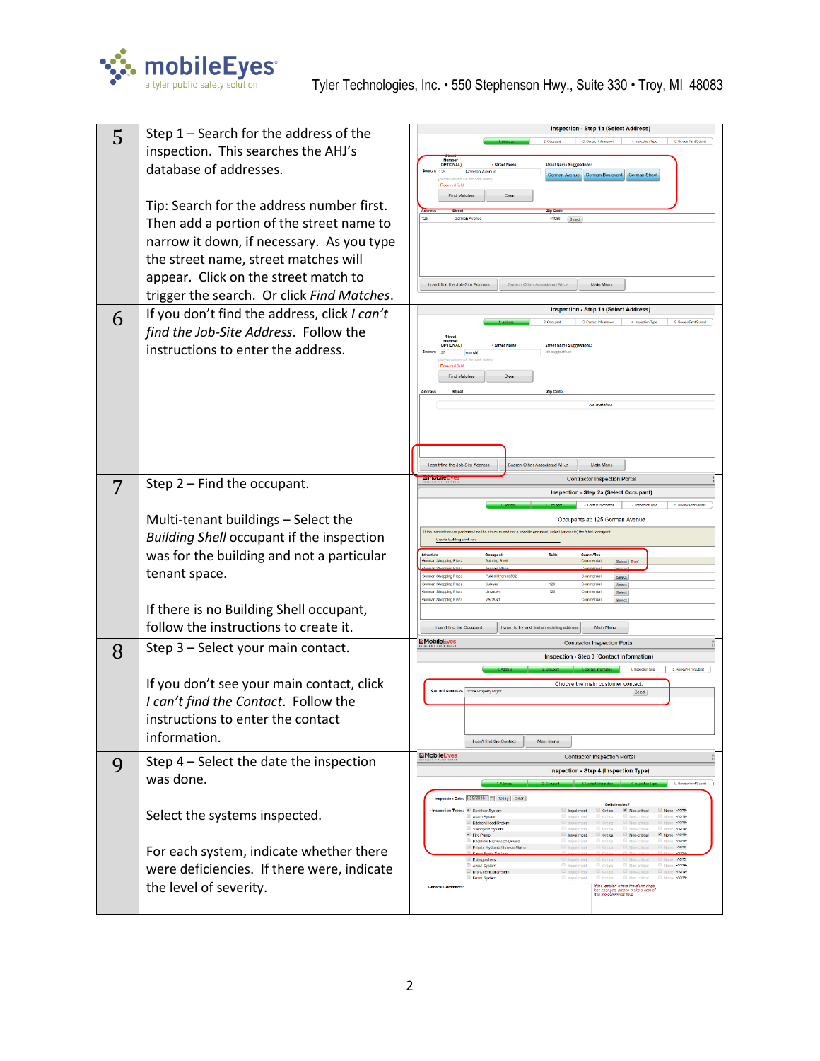| | | |
|---|---|---|
| 5 | Step 1 – Search for the address of the inspection. This searches the AHJ's database of addresses.<br><br>Tip: Search for the address number first. Then add a portion of the street name to narrow it down, if necessary. As you type the street name, street matches will appear. Click on the street match to trigger the search. Or click *Find Matches*. | |
| 6 | If you don't find the address, click *I can't find the Job-Site Address*. Follow the instructions to enter the address. | |
| 7 | Step 2 – Find the occupant.<br><br>Multi-tenant buildings – Select the *Building Shell* occupant if the inspection was for the building and not a particular tenant space.<br><br>If there is no Building Shell occupant, follow the instructions to create it. | |
| 8 | Step 3 – Select your main contact.<br><br>If you don't see your main contact, click *I can't find the Contact*. Follow the instructions to enter the contact information. | |
| 9 | Step 4 – Select the date the inspection was done.<br><br>Select the systems inspected.<br><br>For each system, indicate whether there were deficiencies. If there were, indicate the level of severity. | |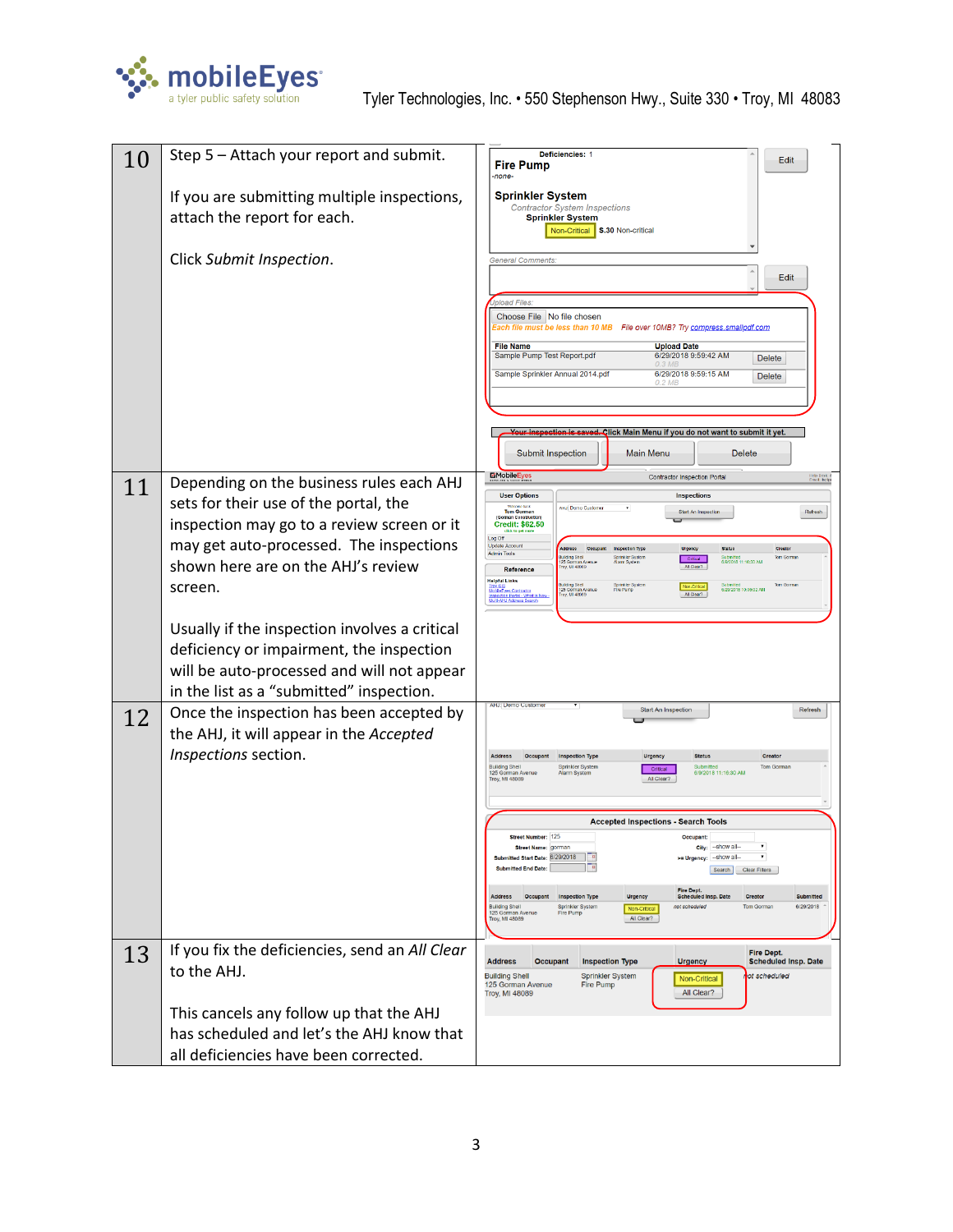| | | |
|---|---|---|
| 10 | Step 5 – Attach your report and submit.<br><br>If you are submitting multiple inspections, attach the report for each.<br><br>Click *Submit Inspection*. | |
| 11 | Depending on the business rules each AHJ sets for their use of the portal, the inspection may go to a review screen or it may get auto-processed. The inspections shown here are on the AHJ's review screen.<br><br>Usually if the inspection involves a critical deficiency or impairment, the inspection will be auto-processed and will not appear in the list as a "submitted" inspection. | |
| 12 | Once the inspection has been accepted by the AHJ, it will appear in the *Accepted Inspections* section. | |
| 13 | If you fix the deficiencies, send an *All Clear* to the AHJ.<br><br>This cancels any follow up that the AHJ has scheduled and let's the AHJ know that all deficiencies have been corrected. | |